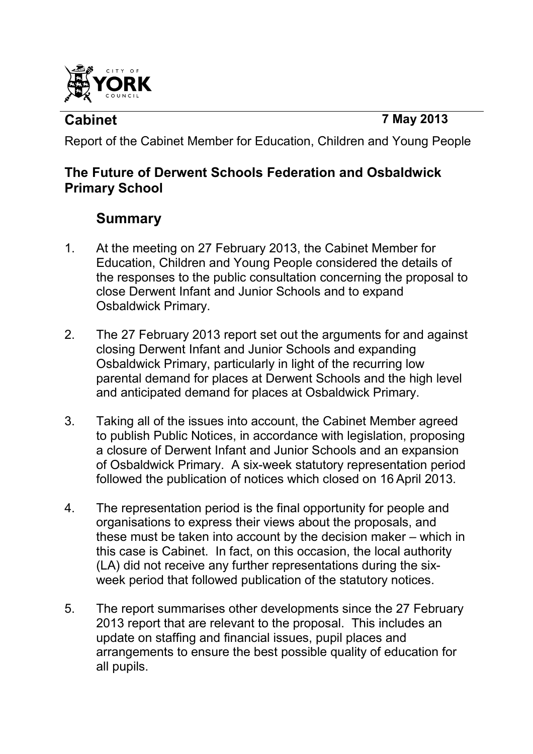CITY OF YORK COUNCIL

**Cabinet** **7 May 2013**

Report of the Cabinet Member for Education, Children and Young People

**The Future of Derwent Schools Federation and Osbaldwick Primary School**

## Summary

1. At the meeting on 27 February 2013, the Cabinet Member for Education, Children and Young People considered the details of the responses to the public consultation concerning the proposal to close Derwent Infant and Junior Schools and to expand Osbaldwick Primary.

2. The 27 February 2013 report set out the arguments for and against closing Derwent Infant and Junior Schools and expanding Osbaldwick Primary, particularly in light of the recurring low parental demand for places at Derwent Schools and the high level and anticipated demand for places at Osbaldwick Primary.

3. Taking all of the issues into account, the Cabinet Member agreed to publish Public Notices, in accordance with legislation, proposing a closure of Derwent Infant and Junior Schools and an expansion of Osbaldwick Primary. A six-week statutory representation period followed the publication of notices which closed on 16 April 2013.

4. The representation period is the final opportunity for people and organisations to express their views about the proposals, and these must be taken into account by the decision maker – which in this case is Cabinet. In fact, on this occasion, the local authority (LA) did not receive any further representations during the six-week period that followed publication of the statutory notices.

5. The report summarises other developments since the 27 February 2013 report that are relevant to the proposal. This includes an update on staffing and financial issues, pupil places and arrangements to ensure the best possible quality of education for all pupils.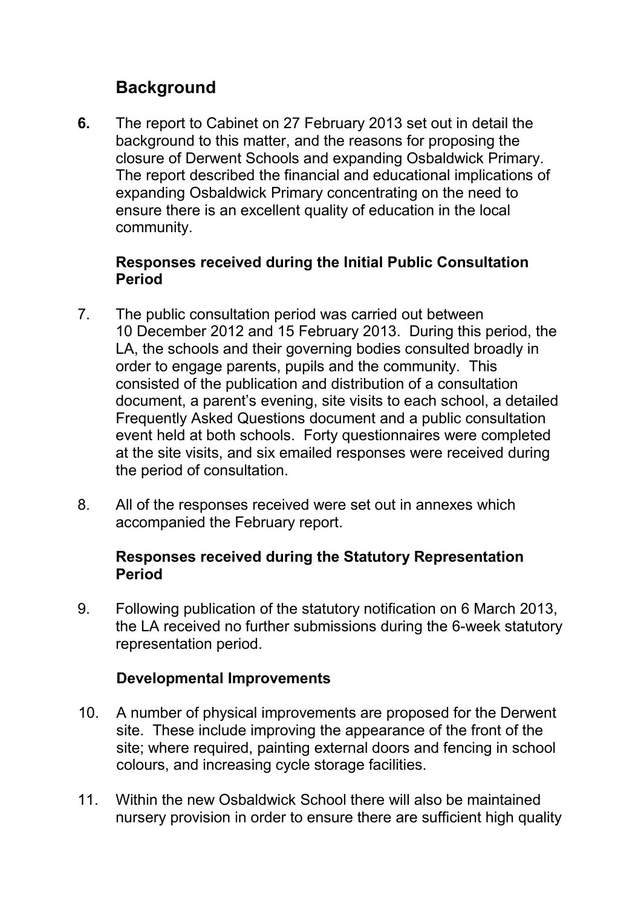## Background

**6.** The report to Cabinet on 27 February 2013 set out in detail the background to this matter, and the reasons for proposing the closure of Derwent Schools and expanding Osbaldwick Primary. The report described the financial and educational implications of expanding Osbaldwick Primary concentrating on the need to ensure there is an excellent quality of education in the local community.

**Responses received during the Initial Public Consultation Period**

7. The public consultation period was carried out between 10 December 2012 and 15 February 2013. During this period, the LA, the schools and their governing bodies consulted broadly in order to engage parents, pupils and the community. This consisted of the publication and distribution of a consultation document, a parent's evening, site visits to each school, a detailed Frequently Asked Questions document and a public consultation event held at both schools. Forty questionnaires were completed at the site visits, and six emailed responses were received during the period of consultation.

8. All of the responses received were set out in annexes which accompanied the February report.

**Responses received during the Statutory Representation Period**

9. Following publication of the statutory notification on 6 March 2013, the LA received no further submissions during the 6-week statutory representation period.

**Developmental Improvements**

10. A number of physical improvements are proposed for the Derwent site. These include improving the appearance of the front of the site; where required, painting external doors and fencing in school colours, and increasing cycle storage facilities.

11. Within the new Osbaldwick School there will also be maintained nursery provision in order to ensure there are sufficient high quality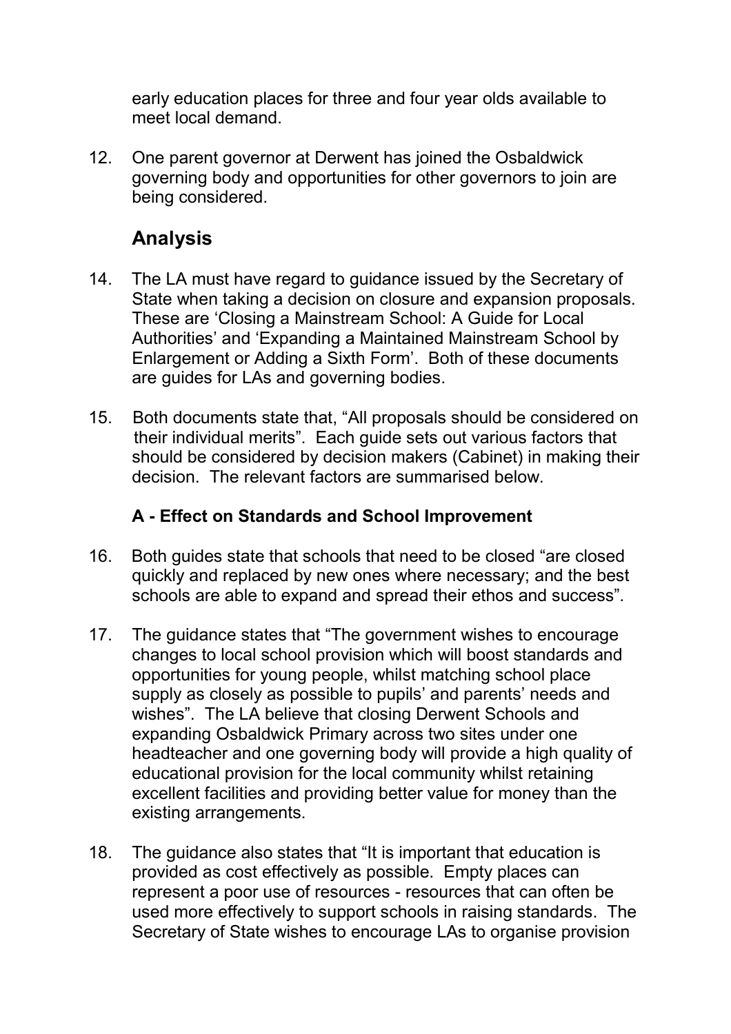early education places for three and four year olds available to meet local demand.

12. One parent governor at Derwent has joined the Osbaldwick governing body and opportunities for other governors to join are being considered.

## Analysis

14. The LA must have regard to guidance issued by the Secretary of State when taking a decision on closure and expansion proposals. These are 'Closing a Mainstream School: A Guide for Local Authorities' and 'Expanding a Maintained Mainstream School by Enlargement or Adding a Sixth Form'. Both of these documents are guides for LAs and governing bodies.

15. Both documents state that, "All proposals should be considered on their individual merits". Each guide sets out various factors that should be considered by decision makers (Cabinet) in making their decision. The relevant factors are summarised below.

### A - Effect on Standards and School Improvement

16. Both guides state that schools that need to be closed "are closed quickly and replaced by new ones where necessary; and the best schools are able to expand and spread their ethos and success".

17. The guidance states that "The government wishes to encourage changes to local school provision which will boost standards and opportunities for young people, whilst matching school place supply as closely as possible to pupils' and parents' needs and wishes". The LA believe that closing Derwent Schools and expanding Osbaldwick Primary across two sites under one headteacher and one governing body will provide a high quality of educational provision for the local community whilst retaining excellent facilities and providing better value for money than the existing arrangements.

18. The guidance also states that "It is important that education is provided as cost effectively as possible. Empty places can represent a poor use of resources - resources that can often be used more effectively to support schools in raising standards. The Secretary of State wishes to encourage LAs to organise provision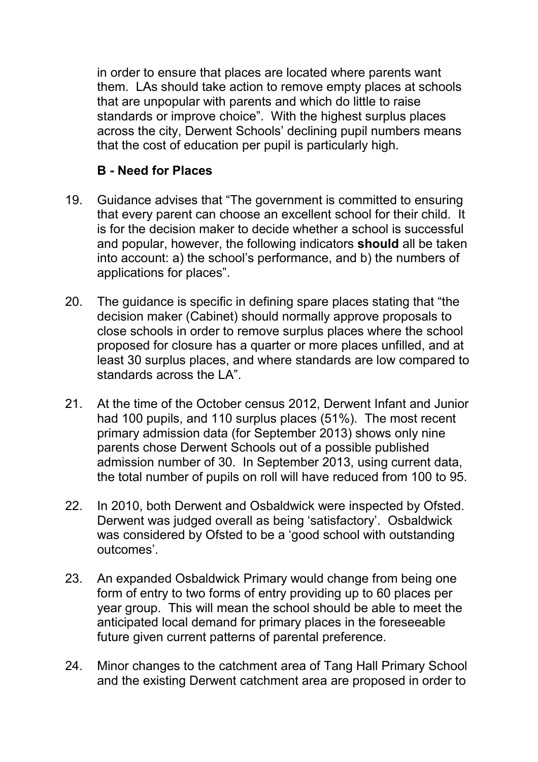in order to ensure that places are located where parents want them. LAs should take action to remove empty places at schools that are unpopular with parents and which do little to raise standards or improve choice". With the highest surplus places across the city, Derwent Schools' declining pupil numbers means that the cost of education per pupil is particularly high.

### B - Need for Places

19. Guidance advises that "The government is committed to ensuring that every parent can choose an excellent school for their child. It is for the decision maker to decide whether a school is successful and popular, however, the following indicators **should** all be taken into account: a) the school's performance, and b) the numbers of applications for places".

20. The guidance is specific in defining spare places stating that "the decision maker (Cabinet) should normally approve proposals to close schools in order to remove surplus places where the school proposed for closure has a quarter or more places unfilled, and at least 30 surplus places, and where standards are low compared to standards across the LA".

21. At the time of the October census 2012, Derwent Infant and Junior had 100 pupils, and 110 surplus places (51%). The most recent primary admission data (for September 2013) shows only nine parents chose Derwent Schools out of a possible published admission number of 30. In September 2013, using current data, the total number of pupils on roll will have reduced from 100 to 95.

22. In 2010, both Derwent and Osbaldwick were inspected by Ofsted. Derwent was judged overall as being 'satisfactory'. Osbaldwick was considered by Ofsted to be a 'good school with outstanding outcomes'.

23. An expanded Osbaldwick Primary would change from being one form of entry to two forms of entry providing up to 60 places per year group. This will mean the school should be able to meet the anticipated local demand for primary places in the foreseeable future given current patterns of parental preference.

24. Minor changes to the catchment area of Tang Hall Primary School and the existing Derwent catchment area are proposed in order to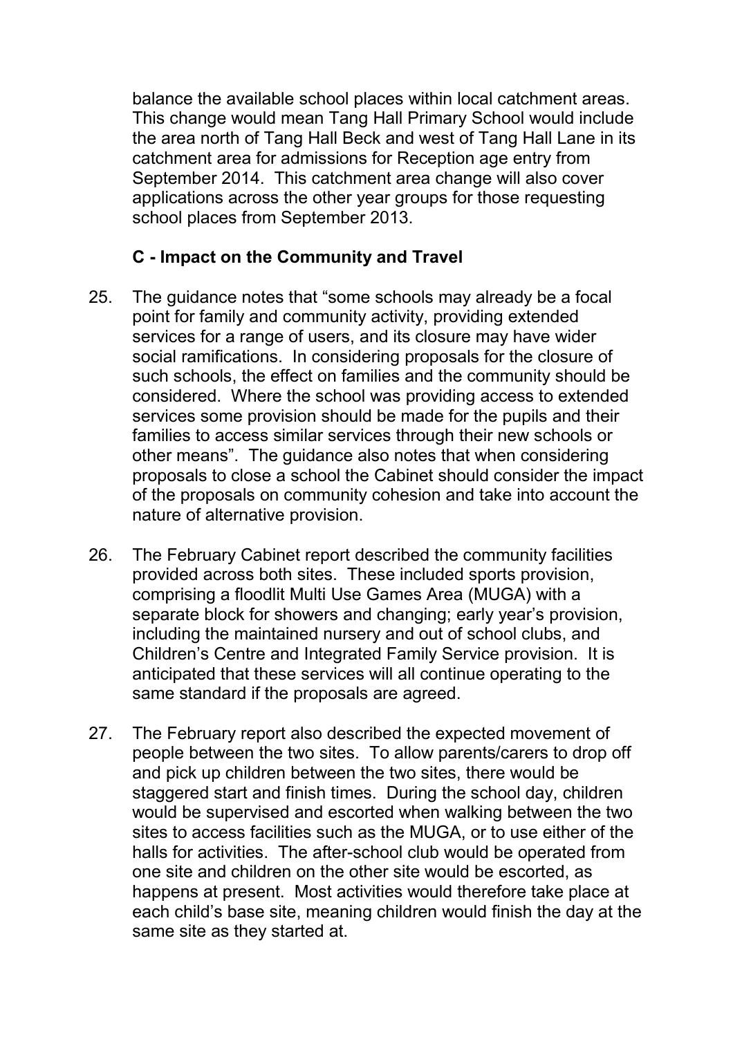balance the available school places within local catchment areas. This change would mean Tang Hall Primary School would include the area north of Tang Hall Beck and west of Tang Hall Lane in its catchment area for admissions for Reception age entry from September 2014. This catchment area change will also cover applications across the other year groups for those requesting school places from September 2013.

**C - Impact on the Community and Travel**

25. The guidance notes that “some schools may already be a focal point for family and community activity, providing extended services for a range of users, and its closure may have wider social ramifications. In considering proposals for the closure of such schools, the effect on families and the community should be considered. Where the school was providing access to extended services some provision should be made for the pupils and their families to access similar services through their new schools or other means”. The guidance also notes that when considering proposals to close a school the Cabinet should consider the impact of the proposals on community cohesion and take into account the nature of alternative provision.

26. The February Cabinet report described the community facilities provided across both sites. These included sports provision, comprising a floodlit Multi Use Games Area (MUGA) with a separate block for showers and changing; early year’s provision, including the maintained nursery and out of school clubs, and Children’s Centre and Integrated Family Service provision. It is anticipated that these services will all continue operating to the same standard if the proposals are agreed.

27. The February report also described the expected movement of people between the two sites. To allow parents/carers to drop off and pick up children between the two sites, there would be staggered start and finish times. During the school day, children would be supervised and escorted when walking between the two sites to access facilities such as the MUGA, or to use either of the halls for activities. The after-school club would be operated from one site and children on the other site would be escorted, as happens at present. Most activities would therefore take place at each child’s base site, meaning children would finish the day at the same site as they started at.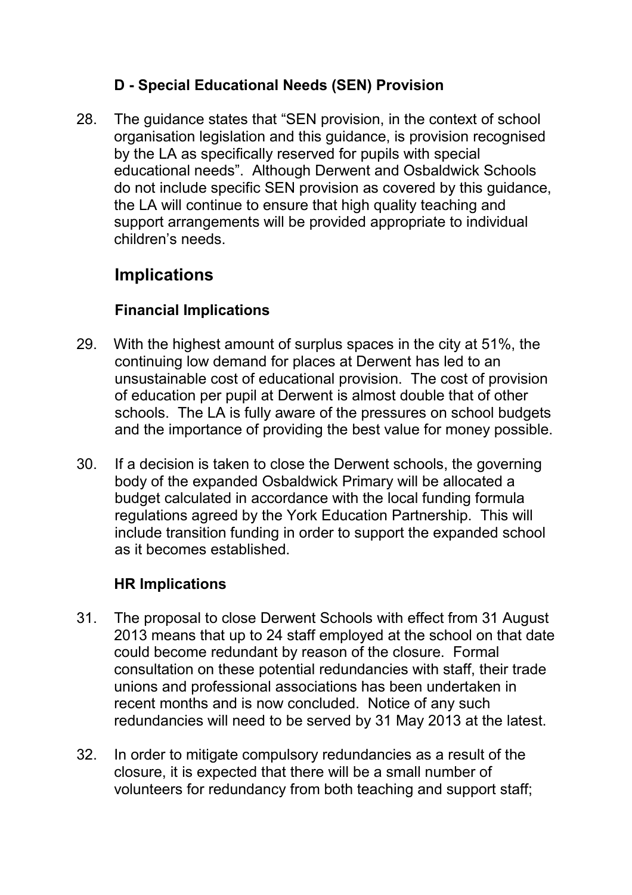### D - Special Educational Needs (SEN) Provision

28. The guidance states that "SEN provision, in the context of school organisation legislation and this guidance, is provision recognised by the LA as specifically reserved for pupils with special educational needs". Although Derwent and Osbaldwick Schools do not include specific SEN provision as covered by this guidance, the LA will continue to ensure that high quality teaching and support arrangements will be provided appropriate to individual children's needs.

## Implications

### Financial Implications

29. With the highest amount of surplus spaces in the city at 51%, the continuing low demand for places at Derwent has led to an unsustainable cost of educational provision. The cost of provision of education per pupil at Derwent is almost double that of other schools. The LA is fully aware of the pressures on school budgets and the importance of providing the best value for money possible.

30. If a decision is taken to close the Derwent schools, the governing body of the expanded Osbaldwick Primary will be allocated a budget calculated in accordance with the local funding formula regulations agreed by the York Education Partnership. This will include transition funding in order to support the expanded school as it becomes established.

### HR Implications

31. The proposal to close Derwent Schools with effect from 31 August 2013 means that up to 24 staff employed at the school on that date could become redundant by reason of the closure. Formal consultation on these potential redundancies with staff, their trade unions and professional associations has been undertaken in recent months and is now concluded. Notice of any such redundancies will need to be served by 31 May 2013 at the latest.

32. In order to mitigate compulsory redundancies as a result of the closure, it is expected that there will be a small number of volunteers for redundancy from both teaching and support staff;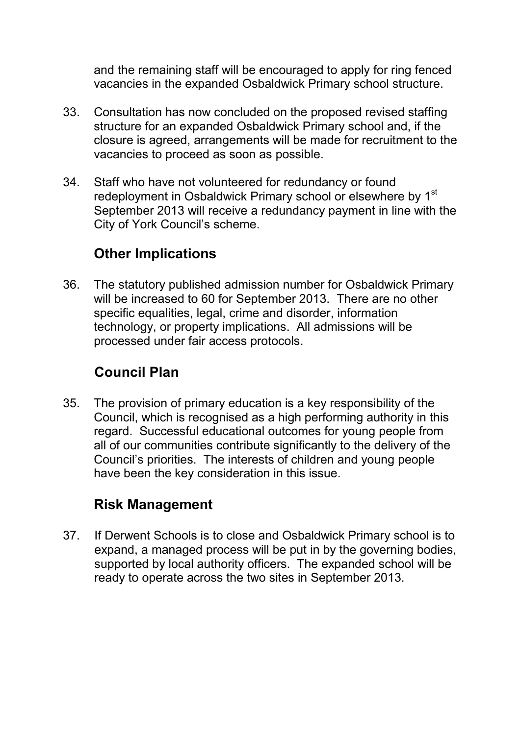and the remaining staff will be encouraged to apply for ring fenced vacancies in the expanded Osbaldwick Primary school structure.

33. Consultation has now concluded on the proposed revised staffing structure for an expanded Osbaldwick Primary school and, if the closure is agreed, arrangements will be made for recruitment to the vacancies to proceed as soon as possible.

34. Staff who have not volunteered for redundancy or found redeployment in Osbaldwick Primary school or elsewhere by 1st September 2013 will receive a redundancy payment in line with the City of York Council's scheme.

## Other Implications

36. The statutory published admission number for Osbaldwick Primary will be increased to 60 for September 2013. There are no other specific equalities, legal, crime and disorder, information technology, or property implications. All admissions will be processed under fair access protocols.

## Council Plan

35. The provision of primary education is a key responsibility of the Council, which is recognised as a high performing authority in this regard. Successful educational outcomes for young people from all of our communities contribute significantly to the delivery of the Council's priorities. The interests of children and young people have been the key consideration in this issue.

## Risk Management

37. If Derwent Schools is to close and Osbaldwick Primary school is to expand, a managed process will be put in by the governing bodies, supported by local authority officers. The expanded school will be ready to operate across the two sites in September 2013.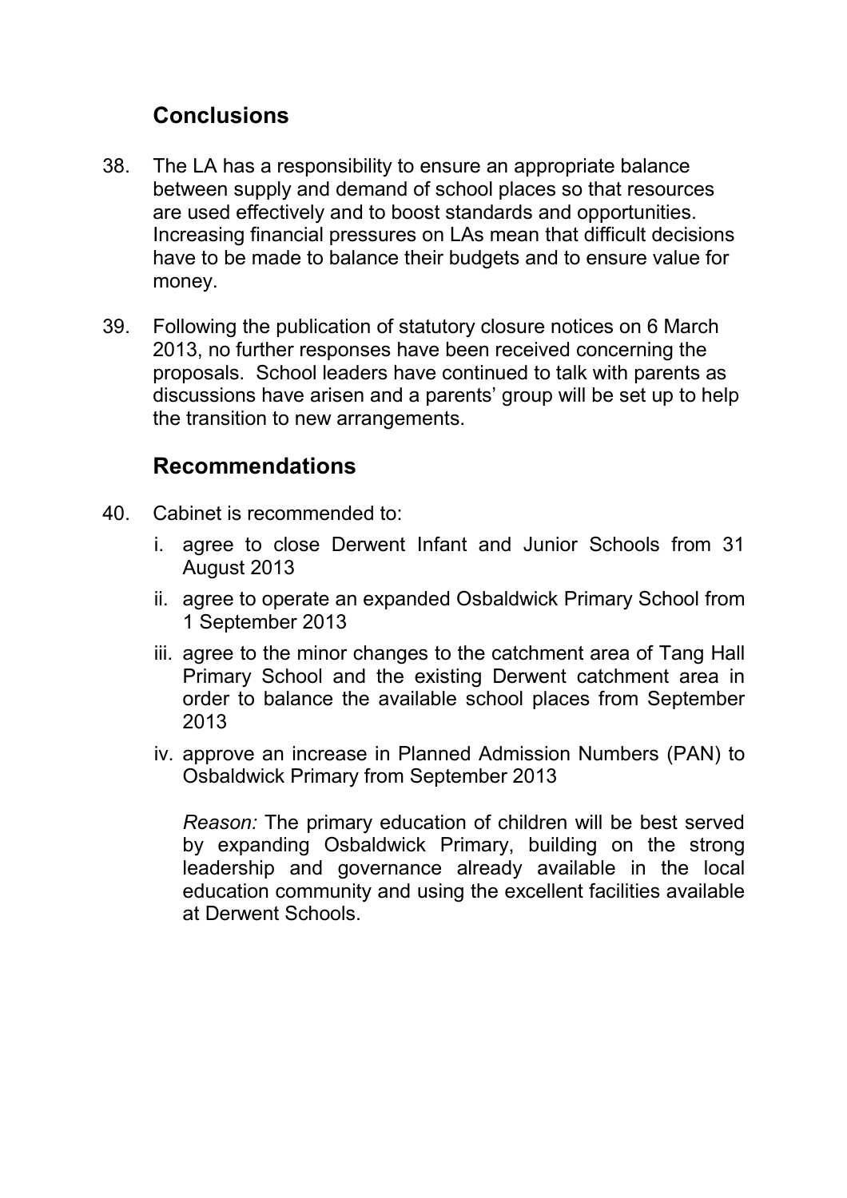## Conclusions

38. The LA has a responsibility to ensure an appropriate balance between supply and demand of school places so that resources are used effectively and to boost standards and opportunities. Increasing financial pressures on LAs mean that difficult decisions have to be made to balance their budgets and to ensure value for money.

39. Following the publication of statutory closure notices on 6 March 2013, no further responses have been received concerning the proposals. School leaders have continued to talk with parents as discussions have arisen and a parents' group will be set up to help the transition to new arrangements.

## Recommendations

40. Cabinet is recommended to:

    i. agree to close Derwent Infant and Junior Schools from 31 August 2013

    ii. agree to operate an expanded Osbaldwick Primary School from 1 September 2013

    iii. agree to the minor changes to the catchment area of Tang Hall Primary School and the existing Derwent catchment area in order to balance the available school places from September 2013

    iv. approve an increase in Planned Admission Numbers (PAN) to Osbaldwick Primary from September 2013

    *Reason:* The primary education of children will be best served by expanding Osbaldwick Primary, building on the strong leadership and governance already available in the local education community and using the excellent facilities available at Derwent Schools.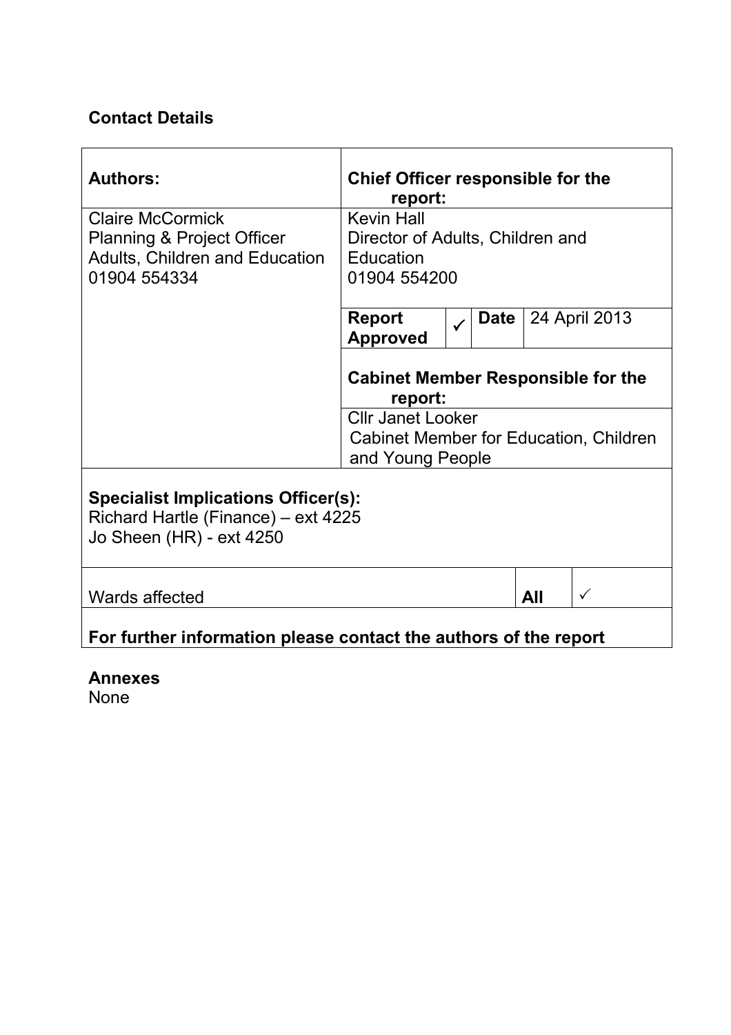**Contact Details**

| | |
|---|---|
| **Authors:** | **Chief Officer responsible for the report:** |
| Claire McCormick<br>Planning & Project Officer<br>Adults, Children and Education<br>01904 554334 | Kevin Hall<br>Director of Adults, Children and Education<br>01904 554200 |
| | **Report Approved** ✓ **Date** 24 April 2013 |
| | **Cabinet Member Responsible for the report:** |
| | Cllr Janet Looker<br>Cabinet Member for Education, Children and Young People |

**Specialist Implications Officer(s):**
Richard Hartle (Finance) – ext 4225
Jo Sheen (HR) - ext 4250

| | | |
|---|---|---|
| Wards affected | **All** | ✓ |

**For further information please contact the authors of the report**

**Annexes**
None